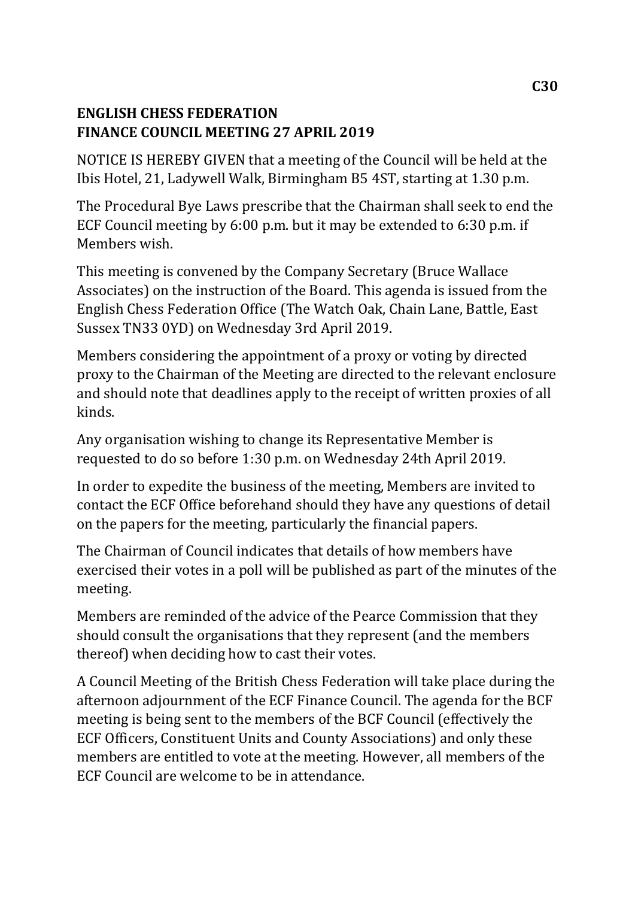C30

**ENGLISH CHESS FEDERATION**
**FINANCE COUNCIL MEETING 27 APRIL 2019**

NOTICE IS HEREBY GIVEN that a meeting of the Council will be held at the Ibis Hotel, 21, Ladywell Walk, Birmingham B5 4ST, starting at 1.30 p.m.

The Procedural Bye Laws prescribe that the Chairman shall seek to end the ECF Council meeting by 6:00 p.m. but it may be extended to 6:30 p.m. if Members wish.

This meeting is convened by the Company Secretary (Bruce Wallace Associates) on the instruction of the Board. This agenda is issued from the English Chess Federation Office (The Watch Oak, Chain Lane, Battle, East Sussex TN33 0YD) on Wednesday 3rd April 2019.

Members considering the appointment of a proxy or voting by directed proxy to the Chairman of the Meeting are directed to the relevant enclosure and should note that deadlines apply to the receipt of written proxies of all kinds.

Any organisation wishing to change its Representative Member is requested to do so before 1:30 p.m. on Wednesday 24th April 2019.

In order to expedite the business of the meeting, Members are invited to contact the ECF Office beforehand should they have any questions of detail on the papers for the meeting, particularly the financial papers.

The Chairman of Council indicates that details of how members have exercised their votes in a poll will be published as part of the minutes of the meeting.

Members are reminded of the advice of the Pearce Commission that they should consult the organisations that they represent (and the members thereof) when deciding how to cast their votes.

A Council Meeting of the British Chess Federation will take place during the afternoon adjournment of the ECF Finance Council. The agenda for the BCF meeting is being sent to the members of the BCF Council (effectively the ECF Officers, Constituent Units and County Associations) and only these members are entitled to vote at the meeting. However, all members of the ECF Council are welcome to be in attendance.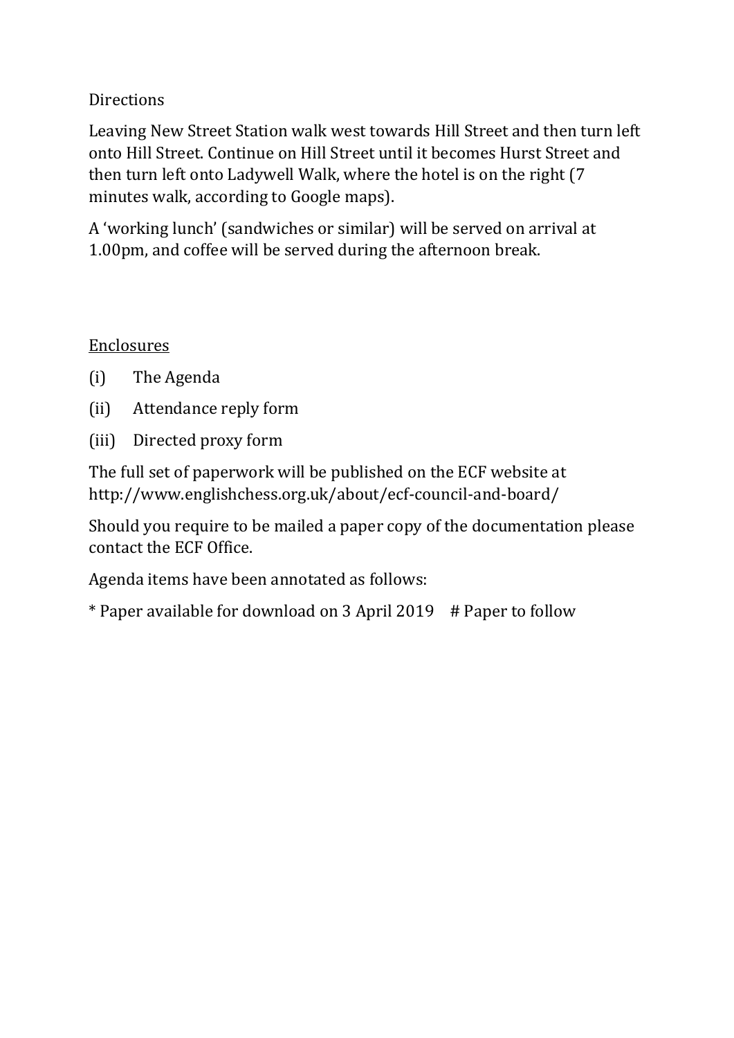Directions

Leaving New Street Station walk west towards Hill Street and then turn left onto Hill Street. Continue on Hill Street until it becomes Hurst Street and then turn left onto Ladywell Walk, where the hotel is on the right (7 minutes walk, according to Google maps).

A 'working lunch' (sandwiches or similar) will be served on arrival at 1.00pm, and coffee will be served during the afternoon break.

<u>Enclosures</u>

(i) The Agenda

(ii) Attendance reply form

(iii) Directed proxy form

The full set of paperwork will be published on the ECF website at http://www.englishchess.org.uk/about/ecf-council-and-board/

Should you require to be mailed a paper copy of the documentation please contact the ECF Office.

Agenda items have been annotated as follows:

* Paper available for download on 3 April 2019 # Paper to follow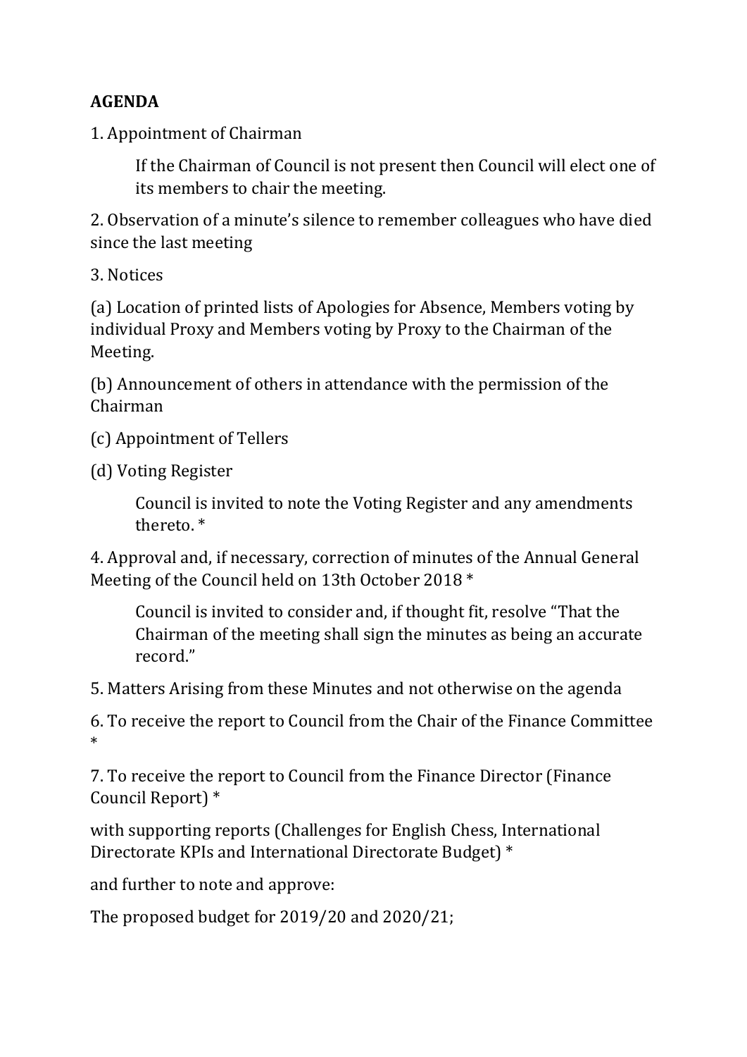**AGENDA**

1. Appointment of Chairman

   If the Chairman of Council is not present then Council will elect one of its members to chair the meeting.

2. Observation of a minute's silence to remember colleagues who have died since the last meeting

3. Notices

(a) Location of printed lists of Apologies for Absence, Members voting by individual Proxy and Members voting by Proxy to the Chairman of the Meeting.

(b) Announcement of others in attendance with the permission of the Chairman

(c) Appointment of Tellers

(d) Voting Register

   Council is invited to note the Voting Register and any amendments thereto. *

4. Approval and, if necessary, correction of minutes of the Annual General Meeting of the Council held on 13th October 2018 *

   Council is invited to consider and, if thought fit, resolve "That the Chairman of the meeting shall sign the minutes as being an accurate record."

5. Matters Arising from these Minutes and not otherwise on the agenda

6. To receive the report to Council from the Chair of the Finance Committee *

7. To receive the report to Council from the Finance Director (Finance Council Report) *

with supporting reports (Challenges for English Chess, International Directorate KPIs and International Directorate Budget) *

and further to note and approve:

The proposed budget for 2019/20 and 2020/21;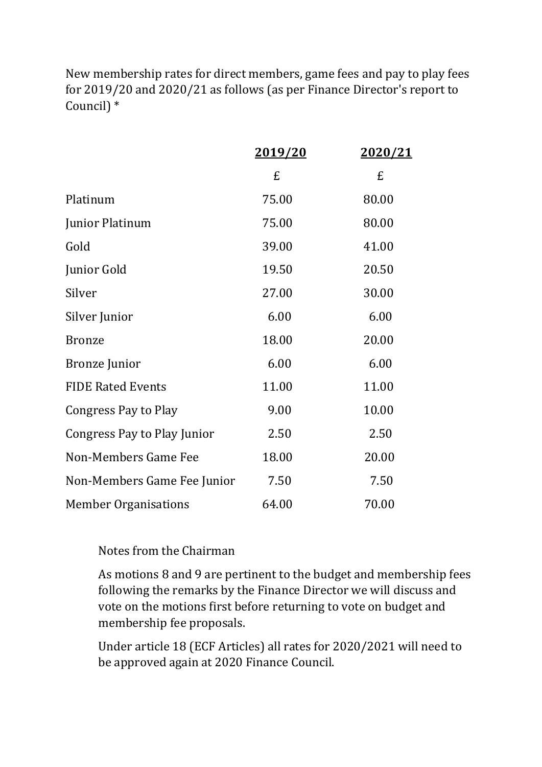New membership rates for direct members, game fees and pay to play fees for 2019/20 and 2020/21 as follows (as per Finance Director's report to Council) *

| | **2019/20** | **2020/21** |
|---|---|---|
| | £ | £ |
| Platinum | 75.00 | 80.00 |
| Junior Platinum | 75.00 | 80.00 |
| Gold | 39.00 | 41.00 |
| Junior Gold | 19.50 | 20.50 |
| Silver | 27.00 | 30.00 |
| Silver Junior | 6.00 | 6.00 |
| Bronze | 18.00 | 20.00 |
| Bronze Junior | 6.00 | 6.00 |
| FIDE Rated Events | 11.00 | 11.00 |
| Congress Pay to Play | 9.00 | 10.00 |
| Congress Pay to Play Junior | 2.50 | 2.50 |
| Non-Members Game Fee | 18.00 | 20.00 |
| Non-Members Game Fee Junior | 7.50 | 7.50 |
| Member Organisations | 64.00 | 70.00 |

Notes from the Chairman

As motions 8 and 9 are pertinent to the budget and membership fees following the remarks by the Finance Director we will discuss and vote on the motions first before returning to vote on budget and membership fee proposals.

Under article 18 (ECF Articles) all rates for 2020/2021 will need to be approved again at 2020 Finance Council.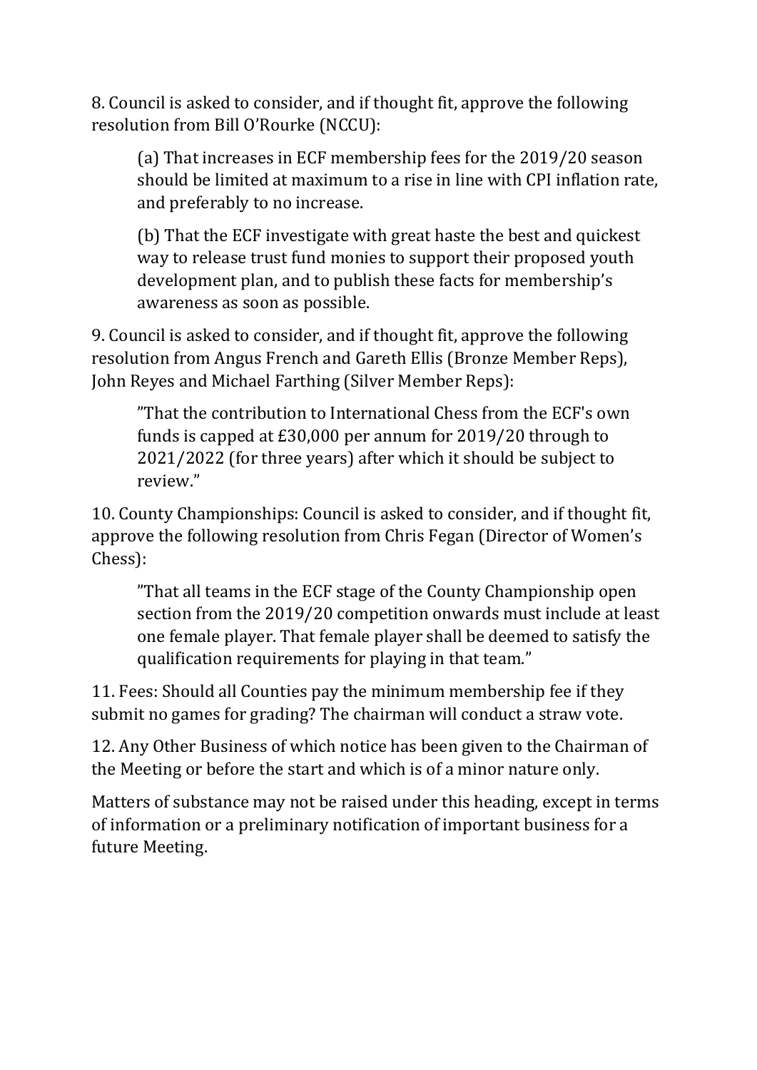8. Council is asked to consider, and if thought fit, approve the following resolution from Bill O'Rourke (NCCU):

> (a) That increases in ECF membership fees for the 2019/20 season should be limited at maximum to a rise in line with CPI inflation rate, and preferably to no increase.
>
> (b) That the ECF investigate with great haste the best and quickest way to release trust fund monies to support their proposed youth development plan, and to publish these facts for membership's awareness as soon as possible.

9. Council is asked to consider, and if thought fit, approve the following resolution from Angus French and Gareth Ellis (Bronze Member Reps), John Reyes and Michael Farthing (Silver Member Reps):

> "That the contribution to International Chess from the ECF's own funds is capped at £30,000 per annum for 2019/20 through to 2021/2022 (for three years) after which it should be subject to review."

10. County Championships: Council is asked to consider, and if thought fit, approve the following resolution from Chris Fegan (Director of Women's Chess):

> "That all teams in the ECF stage of the County Championship open section from the 2019/20 competition onwards must include at least one female player. That female player shall be deemed to satisfy the qualification requirements for playing in that team."

11. Fees: Should all Counties pay the minimum membership fee if they submit no games for grading? The chairman will conduct a straw vote.

12. Any Other Business of which notice has been given to the Chairman of the Meeting or before the start and which is of a minor nature only.

Matters of substance may not be raised under this heading, except in terms of information or a preliminary notification of important business for a future Meeting.